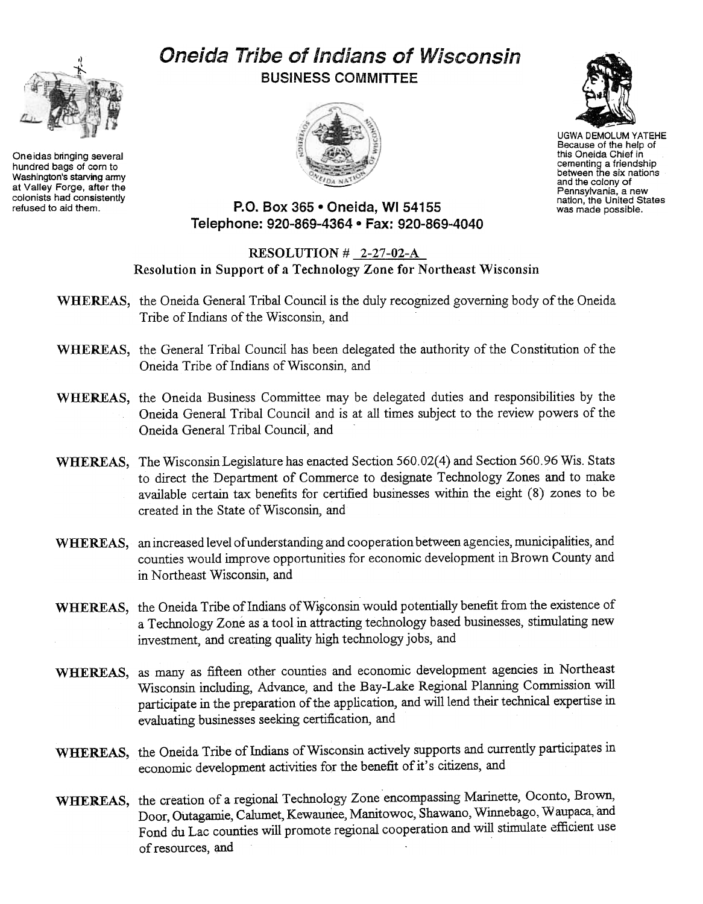# Oneida Tribe of Indians of Wisconsin

## BUSINESS COMMITTEE

Oneidas bringing several hundred bags of corn to Washington's starving army at Valley Forge, after the colonists had consistently refused to aid them.

UGWA DEMOLUM YATEHE
Because of the help of this Oneida Chief in cementing a friendship between the six nations and the colony of Pennsylvania, a new nation, the United States was made possible.

**P.O. Box 365 • Oneida, WI 54155**
**Telephone: 920-869-4364 • Fax: 920-869-4040**

**RESOLUTION # 2-27-02-A**
**Resolution in Support of a Technology Zone for Northeast Wisconsin**

**WHEREAS,** the Oneida General Tribal Council is the duly recognized governing body of the Oneida Tribe of Indians of the Wisconsin, and

**WHEREAS,** the General Tribal Council has been delegated the authority of the Constitution of the Oneida Tribe of Indians of Wisconsin, and

**WHEREAS,** the Oneida Business Committee may be delegated duties and responsibilities by the Oneida General Tribal Council and is at all times subject to the review powers of the Oneida General Tribal Council, and

**WHEREAS,** The Wisconsin Legislature has enacted Section 560.02(4) and Section 560.96 Wis. Stats to direct the Department of Commerce to designate Technology Zones and to make available certain tax benefits for certified businesses within the eight (8) zones to be created in the State of Wisconsin, and

**WHEREAS,** an increased level of understanding and cooperation between agencies, municipalities, and counties would improve opportunities for economic development in Brown County and in Northeast Wisconsin, and

**WHEREAS,** the Oneida Tribe of Indians of Wisconsin would potentially benefit from the existence of a Technology Zone as a tool in attracting technology based businesses, stimulating new investment, and creating quality high technology jobs, and

**WHEREAS,** as many as fifteen other counties and economic development agencies in Northeast Wisconsin including, Advance, and the Bay-Lake Regional Planning Commission will participate in the preparation of the application, and will lend their technical expertise in evaluating businesses seeking certification, and

**WHEREAS,** the Oneida Tribe of Indians of Wisconsin actively supports and currently participates in economic development activities for the benefit of it's citizens, and

**WHEREAS,** the creation of a regional Technology Zone encompassing Marinette, Oconto, Brown, Door, Outagamie, Calumet, Kewaunee, Manitowoc, Shawano, Winnebago, Waupaca, and Fond du Lac counties will promote regional cooperation and will stimulate efficient use of resources, and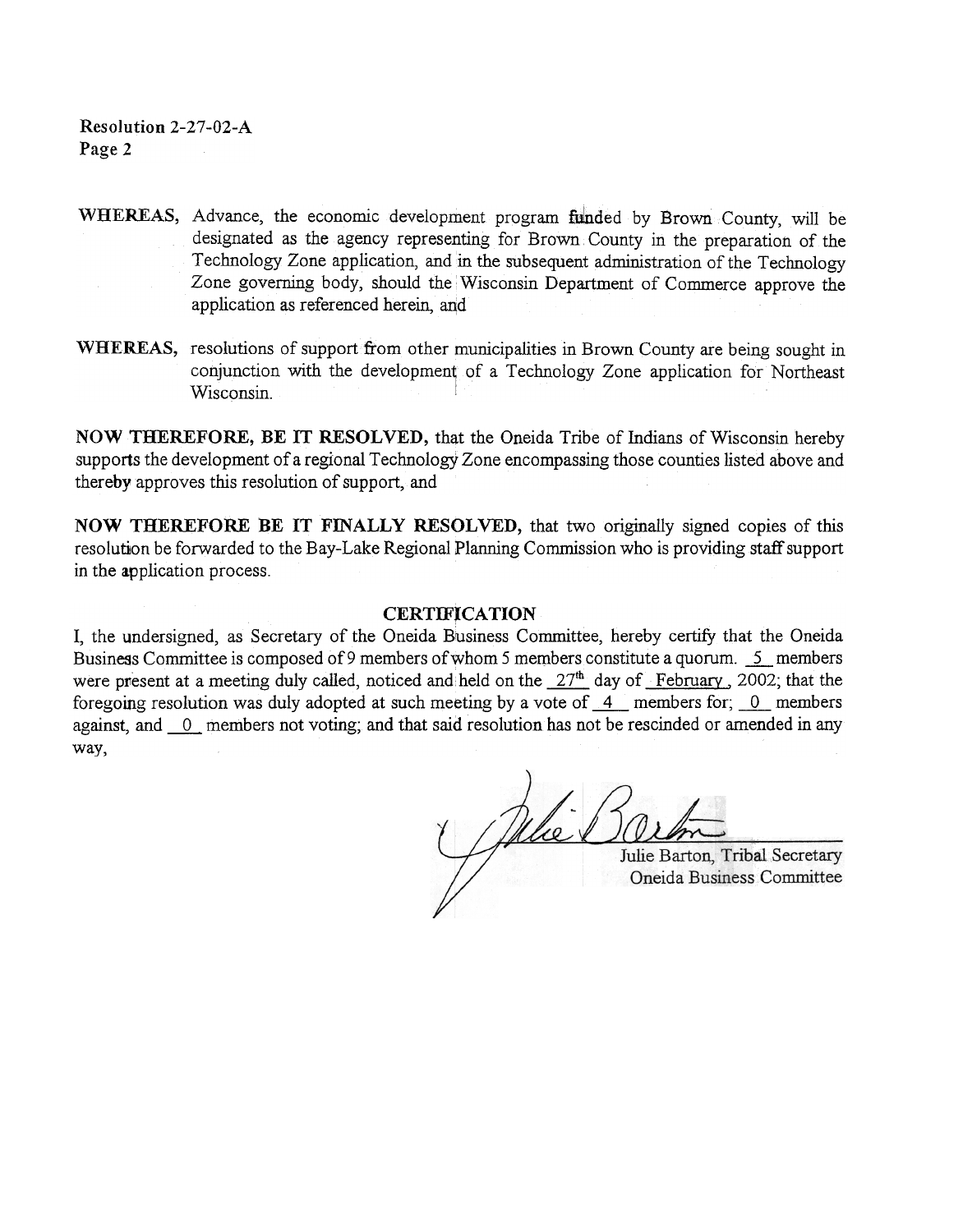Resolution 2-27-02-A
Page 2

**WHEREAS,** Advance, the economic development program funded by Brown County, will be designated as the agency representing for Brown County in the preparation of the Technology Zone application, and in the subsequent administration of the Technology Zone governing body, should the Wisconsin Department of Commerce approve the application as referenced herein, and

**WHEREAS,** resolutions of support from other municipalities in Brown County are being sought in conjunction with the development of a Technology Zone application for Northeast Wisconsin.

**NOW THEREFORE, BE IT RESOLVED,** that the Oneida Tribe of Indians of Wisconsin hereby supports the development of a regional Technology Zone encompassing those counties listed above and thereby approves this resolution of support, and

**NOW THEREFORE BE IT FINALLY RESOLVED,** that two originally signed copies of this resolution be forwarded to the Bay-Lake Regional Planning Commission who is providing staff support in the application process.

## CERTIFICATION

I, the undersigned, as Secretary of the Oneida Business Committee, hereby certify that the Oneida Business Committee is composed of 9 members of whom 5 members constitute a quorum. 5 members were present at a meeting duly called, noticed and held on the 27th day of February, 2002; that the foregoing resolution was duly adopted at such meeting by a vote of 4 members for; 0 members against, and 0 members not voting; and that said resolution has not be rescinded or amended in any way,

Julie Barton, Tribal Secretary
Oneida Business Committee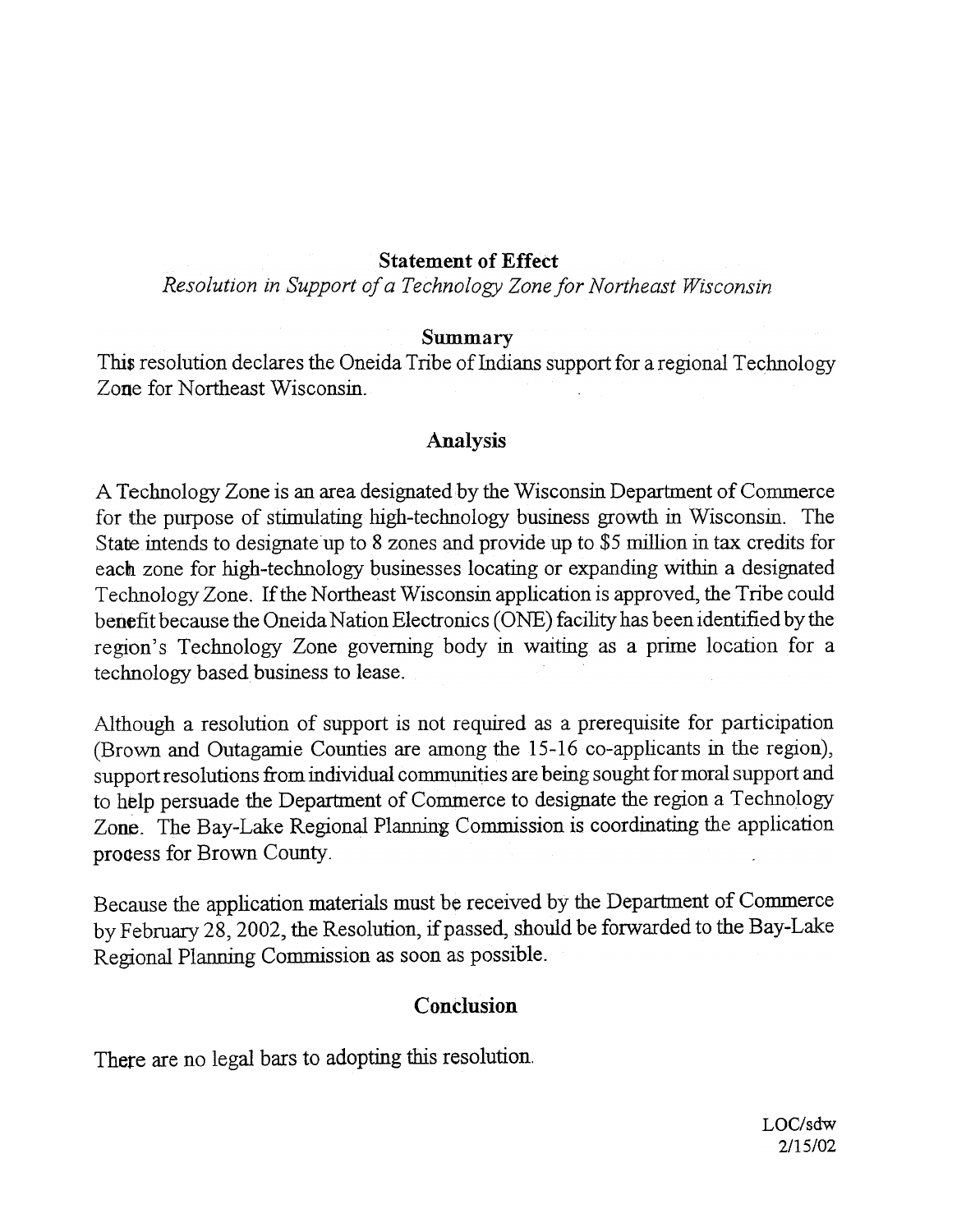## Statement of Effect

*Resolution in Support of a Technology Zone for Northeast Wisconsin*

### Summary

This resolution declares the Oneida Tribe of Indians support for a regional Technology Zone for Northeast Wisconsin.

### Analysis

A Technology Zone is an area designated by the Wisconsin Department of Commerce for the purpose of stimulating high-technology business growth in Wisconsin. The State intends to designate up to 8 zones and provide up to $5 million in tax credits for each zone for high-technology businesses locating or expanding within a designated Technology Zone. If the Northeast Wisconsin application is approved, the Tribe could benefit because the Oneida Nation Electronics (ONE) facility has been identified by the region's Technology Zone governing body in waiting as a prime location for a technology based business to lease.

Although a resolution of support is not required as a prerequisite for participation (Brown and Outagamie Counties are among the 15-16 co-applicants in the region), support resolutions from individual communities are being sought for moral support and to help persuade the Department of Commerce to designate the region a Technology Zone. The Bay-Lake Regional Planning Commission is coordinating the application process for Brown County.

Because the application materials must be received by the Department of Commerce by February 28, 2002, the Resolution, if passed, should be forwarded to the Bay-Lake Regional Planning Commission as soon as possible.

### Conclusion

There are no legal bars to adopting this resolution.

LOC/sdw
2/15/02